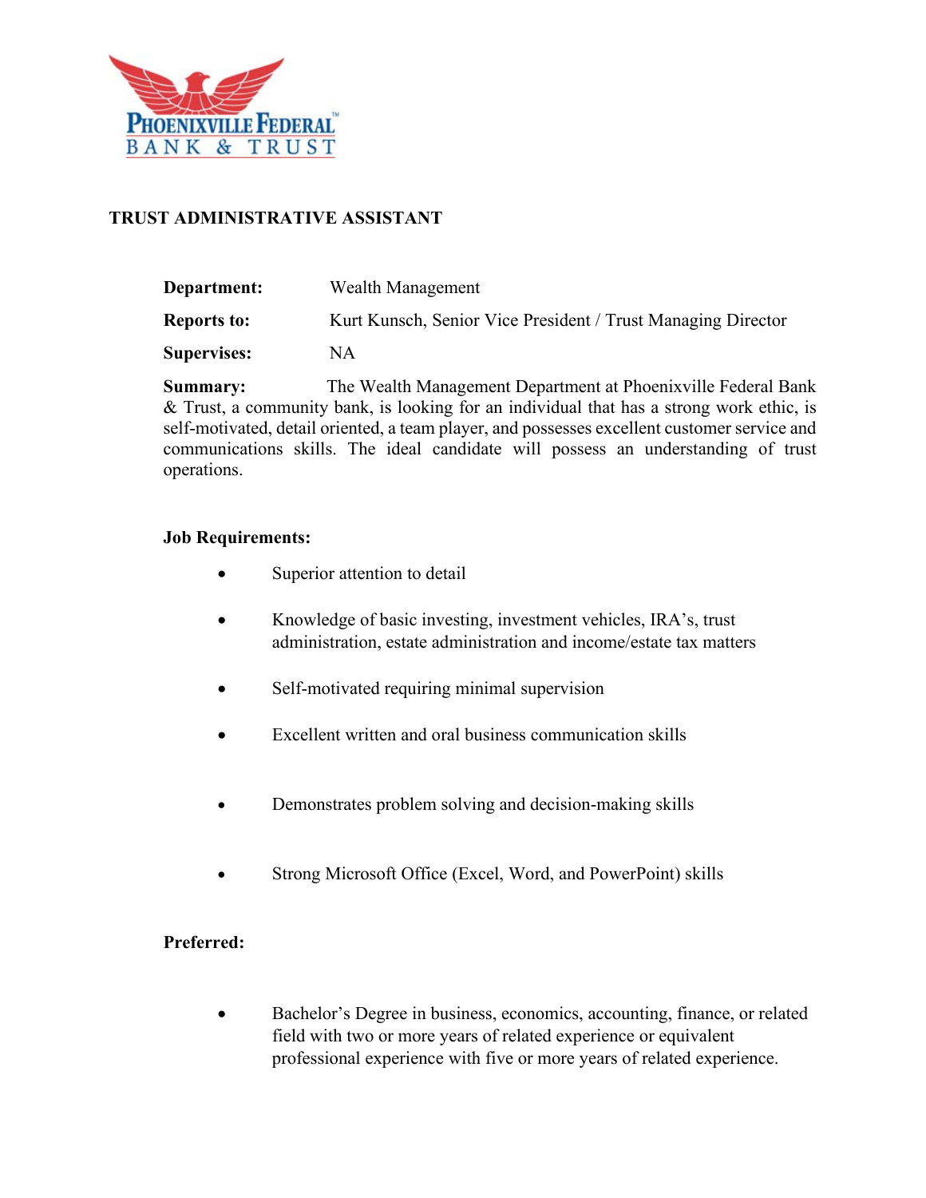PHOENIXVILLE FEDERAL
BANK & TRUST

# TRUST ADMINISTRATIVE ASSISTANT

**Department:** Wealth Management

**Reports to:** Kurt Kunsch, Senior Vice President / Trust Managing Director

**Supervises:** NA

**Summary:** The Wealth Management Department at Phoenixville Federal Bank & Trust, a community bank, is looking for an individual that has a strong work ethic, is self-motivated, detail oriented, a team player, and possesses excellent customer service and communications skills. The ideal candidate will possess an understanding of trust operations.

**Job Requirements:**

- Superior attention to detail
- Knowledge of basic investing, investment vehicles, IRA's, trust administration, estate administration and income/estate tax matters
- Self-motivated requiring minimal supervision
- Excellent written and oral business communication skills
- Demonstrates problem solving and decision-making skills
- Strong Microsoft Office (Excel, Word, and PowerPoint) skills

**Preferred:**

- Bachelor's Degree in business, economics, accounting, finance, or related field with two or more years of related experience or equivalent professional experience with five or more years of related experience.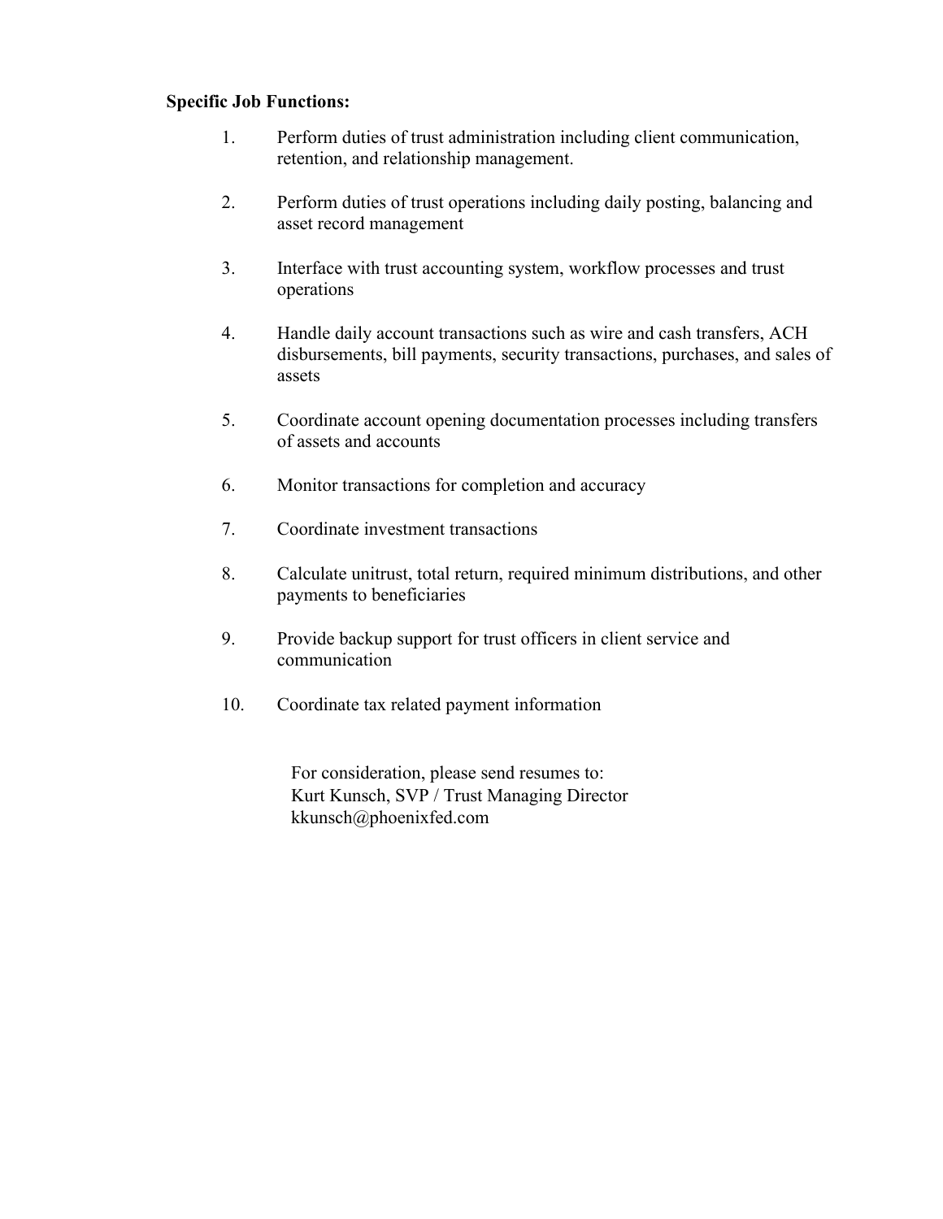**Specific Job Functions:**

1. Perform duties of trust administration including client communication, retention, and relationship management.

2. Perform duties of trust operations including daily posting, balancing and asset record management

3. Interface with trust accounting system, workflow processes and trust operations

4. Handle daily account transactions such as wire and cash transfers, ACH disbursements, bill payments, security transactions, purchases, and sales of assets

5. Coordinate account opening documentation processes including transfers of assets and accounts

6. Monitor transactions for completion and accuracy

7. Coordinate investment transactions

8. Calculate unitrust, total return, required minimum distributions, and other payments to beneficiaries

9. Provide backup support for trust officers in client service and communication

10. Coordinate tax related payment information

For consideration, please send resumes to:
Kurt Kunsch, SVP / Trust Managing Director
kkunsch@phoenixfed.com